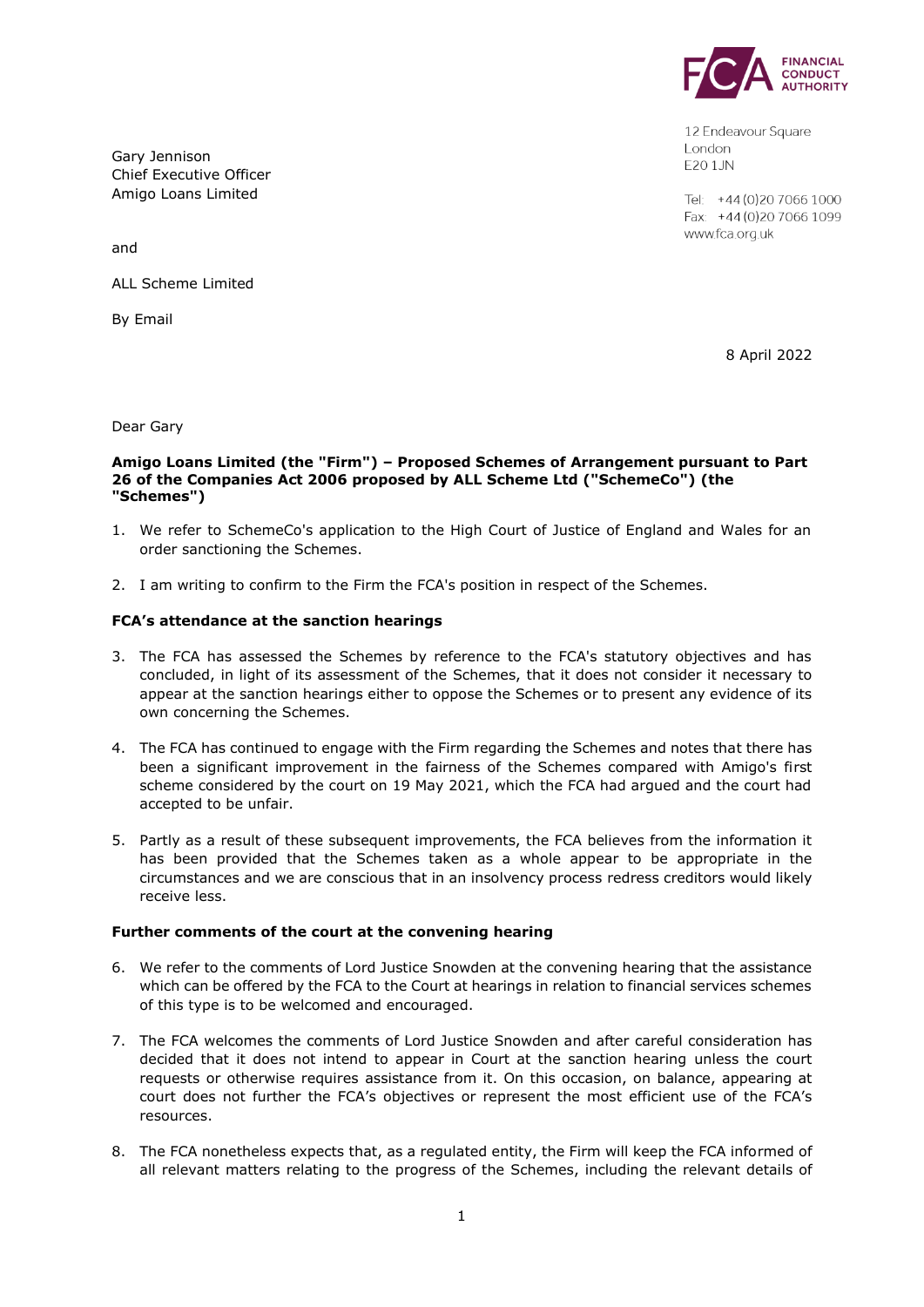FINANCIAL CONDUCT AUTHORITY

12 Endeavour Square
London
E20 1JN

Tel: +44 (0)20 7066 1000
Fax: +44 (0)20 7066 1099
www.fca.org.uk

Gary Jennison
Chief Executive Officer
Amigo Loans Limited

and

ALL Scheme Limited

By Email

8 April 2022

Dear Gary

**Amigo Loans Limited (the "Firm") – Proposed Schemes of Arrangement pursuant to Part 26 of the Companies Act 2006 proposed by ALL Scheme Ltd ("SchemeCo") (the "Schemes")**

1. We refer to SchemeCo's application to the High Court of Justice of England and Wales for an order sanctioning the Schemes.

2. I am writing to confirm to the Firm the FCA's position in respect of the Schemes.

**FCA's attendance at the sanction hearings**

3. The FCA has assessed the Schemes by reference to the FCA's statutory objectives and has concluded, in light of its assessment of the Schemes, that it does not consider it necessary to appear at the sanction hearings either to oppose the Schemes or to present any evidence of its own concerning the Schemes.

4. The FCA has continued to engage with the Firm regarding the Schemes and notes that there has been a significant improvement in the fairness of the Schemes compared with Amigo's first scheme considered by the court on 19 May 2021, which the FCA had argued and the court had accepted to be unfair.

5. Partly as a result of these subsequent improvements, the FCA believes from the information it has been provided that the Schemes taken as a whole appear to be appropriate in the circumstances and we are conscious that in an insolvency process redress creditors would likely receive less.

**Further comments of the court at the convening hearing**

6. We refer to the comments of Lord Justice Snowden at the convening hearing that the assistance which can be offered by the FCA to the Court at hearings in relation to financial services schemes of this type is to be welcomed and encouraged.

7. The FCA welcomes the comments of Lord Justice Snowden and after careful consideration has decided that it does not intend to appear in Court at the sanction hearing unless the court requests or otherwise requires assistance from it. On this occasion, on balance, appearing at court does not further the FCA's objectives or represent the most efficient use of the FCA's resources.

8. The FCA nonetheless expects that, as a regulated entity, the Firm will keep the FCA informed of all relevant matters relating to the progress of the Schemes, including the relevant details of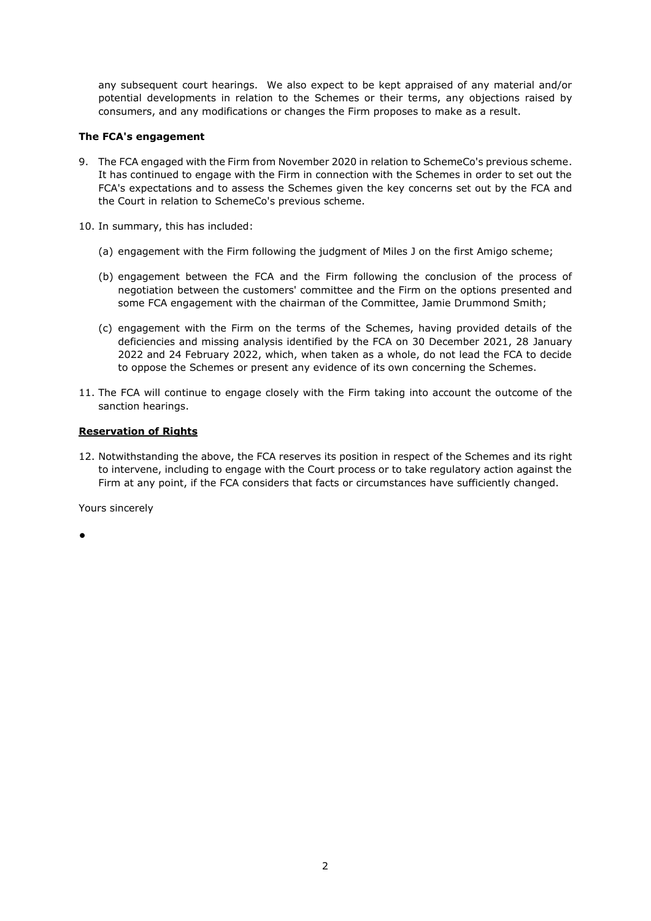any subsequent court hearings. We also expect to be kept appraised of any material and/or potential developments in relation to the Schemes or their terms, any objections raised by consumers, and any modifications or changes the Firm proposes to make as a result.

**The FCA's engagement**

9. The FCA engaged with the Firm from November 2020 in relation to SchemeCo's previous scheme. It has continued to engage with the Firm in connection with the Schemes in order to set out the FCA's expectations and to assess the Schemes given the key concerns set out by the FCA and the Court in relation to SchemeCo's previous scheme.

10. In summary, this has included:

    (a) engagement with the Firm following the judgment of Miles J on the first Amigo scheme;

    (b) engagement between the FCA and the Firm following the conclusion of the process of negotiation between the customers' committee and the Firm on the options presented and some FCA engagement with the chairman of the Committee, Jamie Drummond Smith;

    (c) engagement with the Firm on the terms of the Schemes, having provided details of the deficiencies and missing analysis identified by the FCA on 30 December 2021, 28 January 2022 and 24 February 2022, which, when taken as a whole, do not lead the FCA to decide to oppose the Schemes or present any evidence of its own concerning the Schemes.

11. The FCA will continue to engage closely with the Firm taking into account the outcome of the sanction hearings.

**Reservation of Rights**

12. Notwithstanding the above, the FCA reserves its position in respect of the Schemes and its right to intervene, including to engage with the Court process or to take regulatory action against the Firm at any point, if the FCA considers that facts or circumstances have sufficiently changed.

Yours sincerely

●